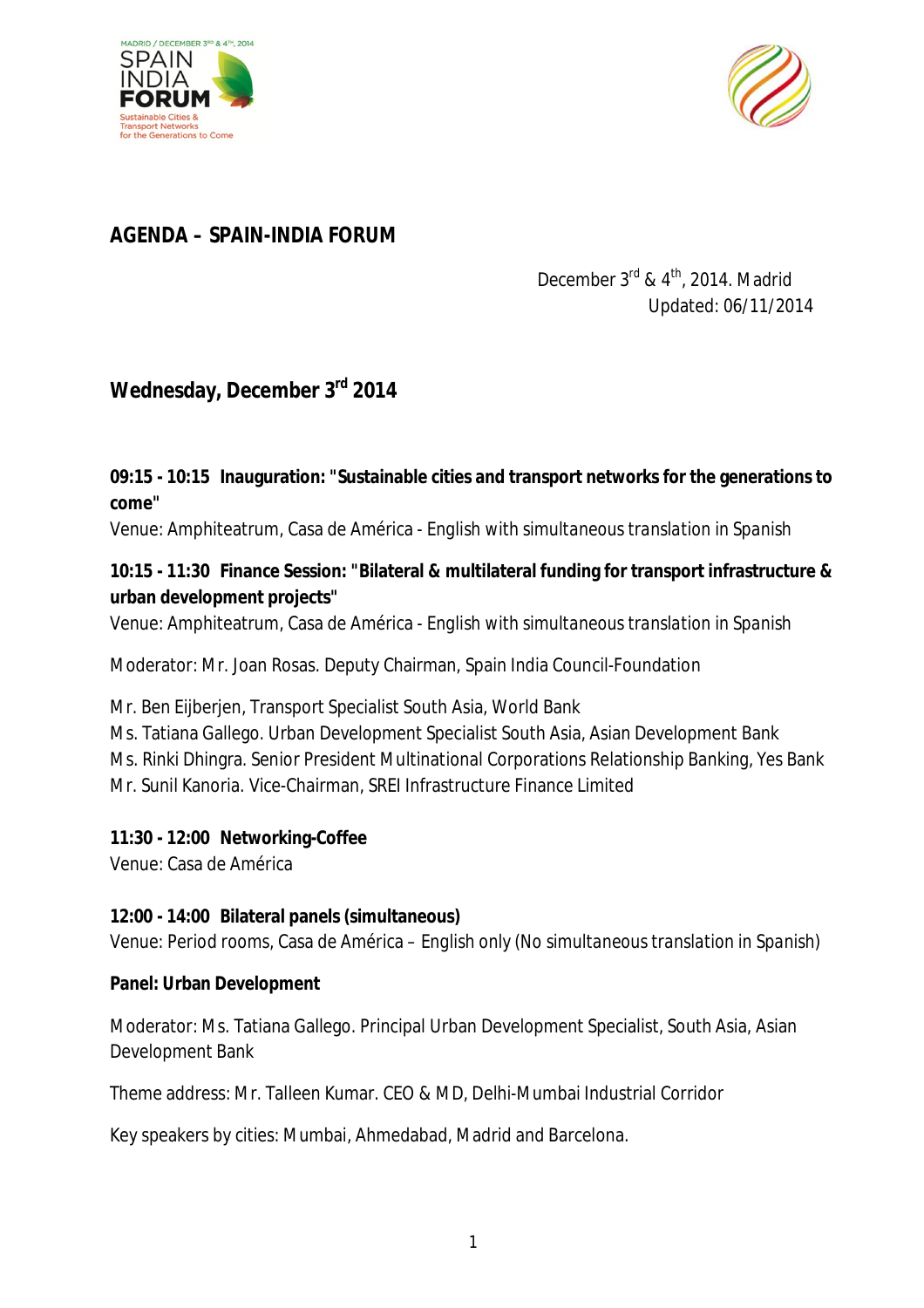# AGENDA – SPAIN-INDIA FORUM

December 3rd & 4th, 2014. Madrid
Updated: 06/11/2014

## Wednesday, December 3rd 2014

**09:15 - 10:15 Inauguration: "Sustainable cities and transport networks for the generations to come"**
Venue: Amphiteatrum, Casa de América - English with simultaneous translation in Spanish

**10:15 - 11:30 Finance Session: "Bilateral & multilateral funding for transport infrastructure & urban development projects"**
Venue: Amphiteatrum, Casa de América - English with simultaneous translation in Spanish

Moderator: Mr. Joan Rosas. Deputy Chairman, Spain India Council-Foundation

Mr. Ben Eijberjen, Transport Specialist South Asia, World Bank
Ms. Tatiana Gallego. Urban Development Specialist South Asia, Asian Development Bank
Ms. Rinki Dhingra. Senior President Multinational Corporations Relationship Banking, Yes Bank
Mr. Sunil Kanoria. Vice-Chairman, SREI Infrastructure Finance Limited

**11:30 - 12:00 Networking-Coffee**
Venue: Casa de América

**12:00 - 14:00 Bilateral panels (simultaneous)**
Venue: Period rooms, Casa de América – English only (No simultaneous translation in Spanish)

**Panel: Urban Development**

Moderator: Ms. Tatiana Gallego. Principal Urban Development Specialist, South Asia, Asian Development Bank

Theme address: Mr. Talleen Kumar. CEO & MD, Delhi-Mumbai Industrial Corridor

Key speakers by cities: Mumbai, Ahmedabad, Madrid and Barcelona.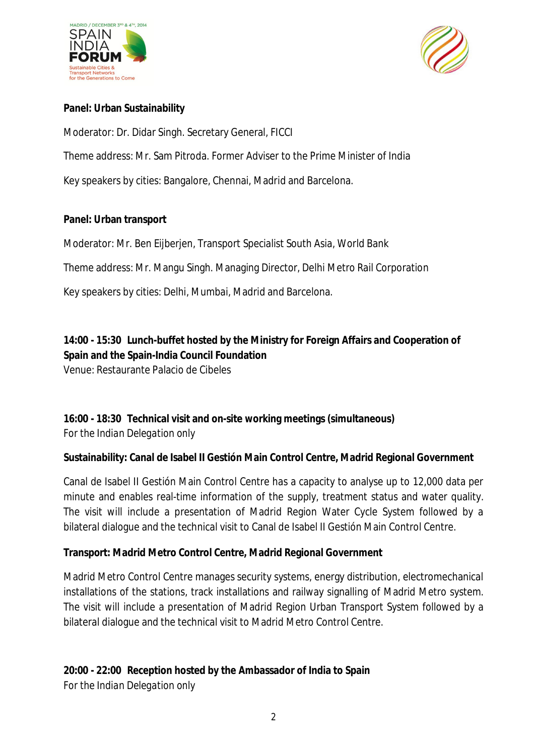**Panel: Urban Sustainability**

Moderator: Dr. Didar Singh. Secretary General, FICCI

Theme address: Mr. Sam Pitroda. Former Adviser to the Prime Minister of India

Key speakers by cities: Bangalore, Chennai, Madrid and Barcelona.

**Panel: Urban transport**

Moderator: Mr. Ben Eijberjen, Transport Specialist South Asia, World Bank

Theme address: Mr. Mangu Singh. Managing Director, Delhi Metro Rail Corporation

Key speakers by cities: Delhi, Mumbai, Madrid and Barcelona.

**14:00 - 15:30 Lunch-buffet hosted by the Ministry for Foreign Affairs and Cooperation of Spain and the Spain-India Council Foundation**

Venue: Restaurante Palacio de Cibeles

**16:00 - 18:30 Technical visit and on-site working meetings (simultaneous)**

For the Indian Delegation only

**Sustainability: Canal de Isabel II Gestión Main Control Centre, Madrid Regional Government**

Canal de Isabel II Gestión Main Control Centre has a capacity to analyse up to 12,000 data per minute and enables real-time information of the supply, treatment status and water quality. The visit will include a presentation of Madrid Region Water Cycle System followed by a bilateral dialogue and the technical visit to Canal de Isabel II Gestión Main Control Centre.

**Transport: Madrid Metro Control Centre, Madrid Regional Government**

Madrid Metro Control Centre manages security systems, energy distribution, electromechanical installations of the stations, track installations and railway signalling of Madrid Metro system. The visit will include a presentation of Madrid Region Urban Transport System followed by a bilateral dialogue and the technical visit to Madrid Metro Control Centre.

**20:00 - 22:00 Reception hosted by the Ambassador of India to Spain**

For the Indian Delegation only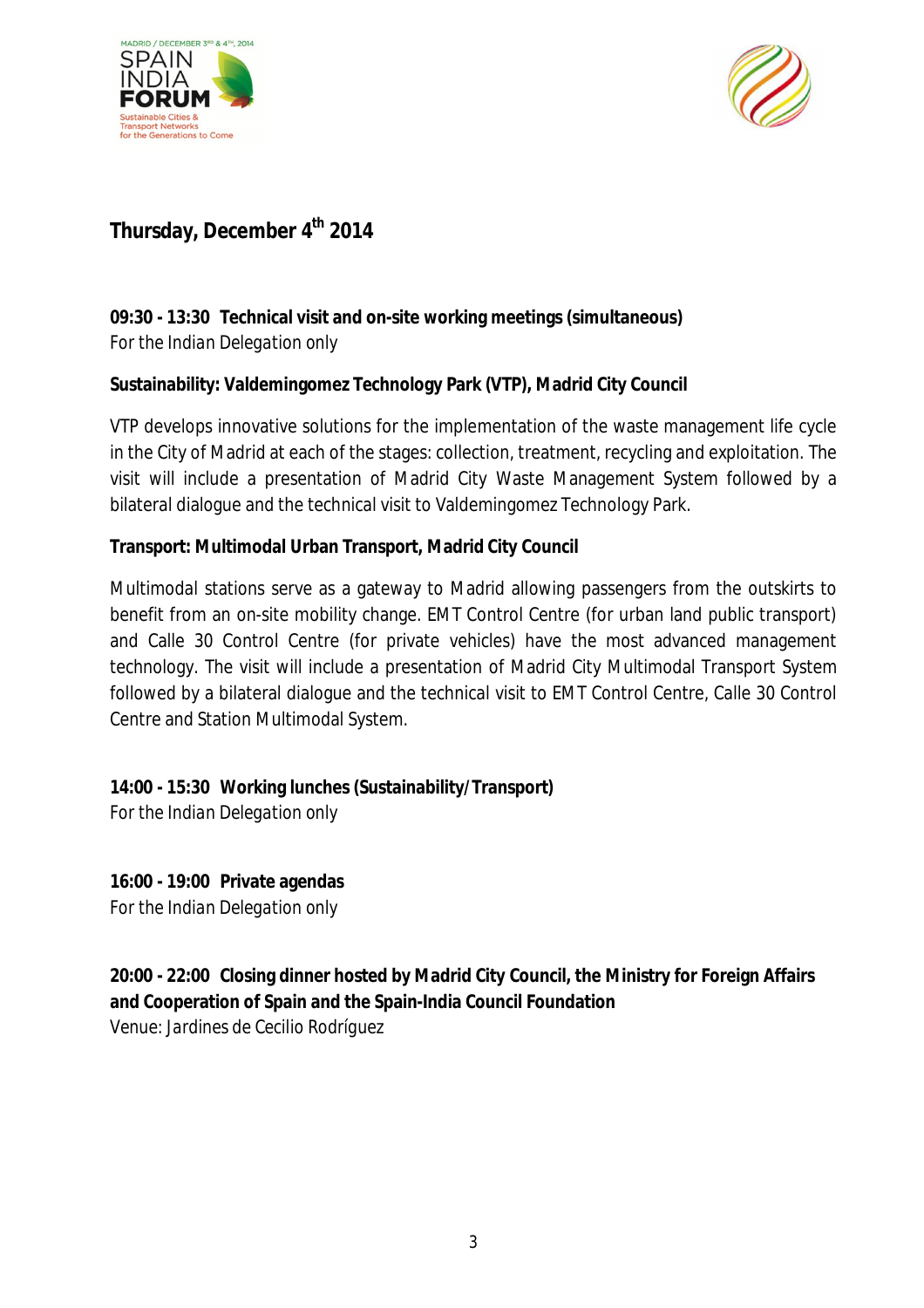## Thursday, December 4th 2014

**09:30 - 13:30 Technical visit and on-site working meetings (simultaneous)**
For the Indian Delegation only

**Sustainability: Valdemingomez Technology Park (VTP), Madrid City Council**

VTP develops innovative solutions for the implementation of the waste management life cycle in the City of Madrid at each of the stages: collection, treatment, recycling and exploitation. The visit will include a presentation of Madrid City Waste Management System followed by a bilateral dialogue and the technical visit to Valdemingomez Technology Park.

**Transport: Multimodal Urban Transport, Madrid City Council**

Multimodal stations serve as a gateway to Madrid allowing passengers from the outskirts to benefit from an on-site mobility change. EMT Control Centre (for urban land public transport) and Calle 30 Control Centre (for private vehicles) have the most advanced management technology. The visit will include a presentation of Madrid City Multimodal Transport System followed by a bilateral dialogue and the technical visit to EMT Control Centre, Calle 30 Control Centre and Station Multimodal System.

**14:00 - 15:30 Working lunches (Sustainability/Transport)**
For the Indian Delegation only

**16:00 - 19:00 Private agendas**
For the Indian Delegation only

**20:00 - 22:00 Closing dinner hosted by Madrid City Council, the Ministry for Foreign Affairs and Cooperation of Spain and the Spain-India Council Foundation**
Venue: Jardines de Cecilio Rodríguez